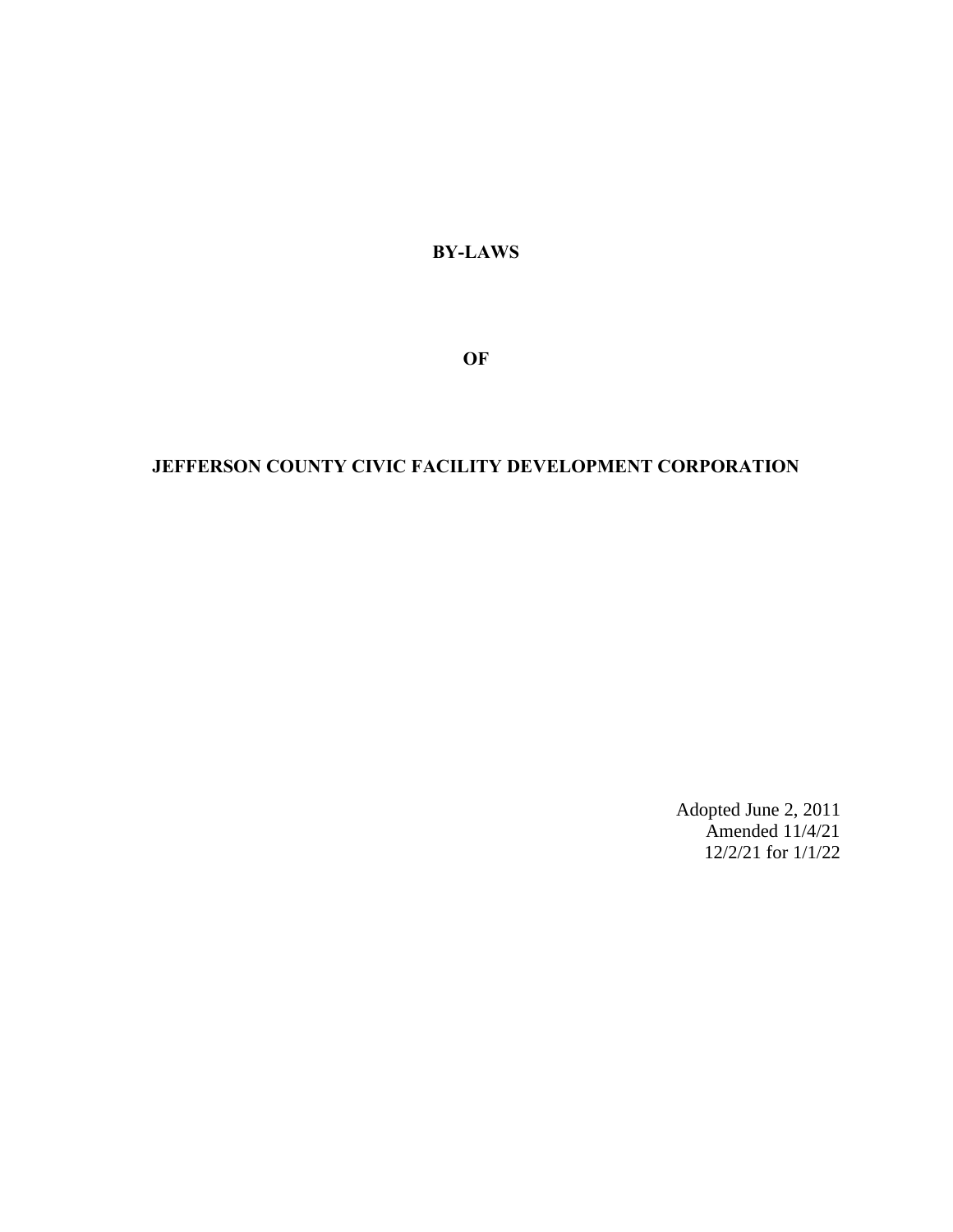# BY-LAWS

# OF

# JEFFERSON COUNTY CIVIC FACILITY DEVELOPMENT CORPORATION

Adopted June 2, 2011
Amended 11/4/21
12/2/21 for 1/1/22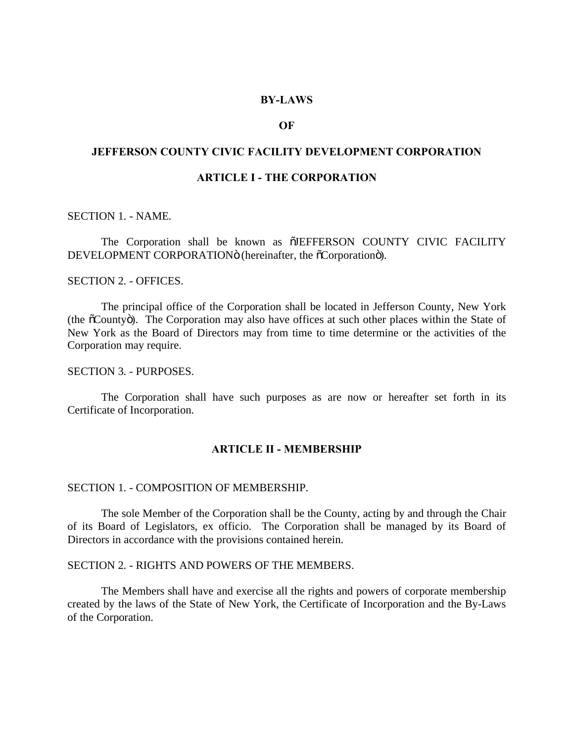# BY-LAWS

# OF

# JEFFERSON COUNTY CIVIC FACILITY DEVELOPMENT CORPORATION

## ARTICLE I - THE CORPORATION

SECTION 1. - NAME.

The Corporation shall be known as "JEFFERSON COUNTY CIVIC FACILITY DEVELOPMENT CORPORATION" (hereinafter, the "Corporation").

SECTION 2. - OFFICES.

The principal office of the Corporation shall be located in Jefferson County, New York (the "County"). The Corporation may also have offices at such other places within the State of New York as the Board of Directors may from time to time determine or the activities of the Corporation may require.

SECTION 3. - PURPOSES.

The Corporation shall have such purposes as are now or hereafter set forth in its Certificate of Incorporation.

## ARTICLE II - MEMBERSHIP

SECTION 1. - COMPOSITION OF MEMBERSHIP.

The sole Member of the Corporation shall be the County, acting by and through the Chair of its Board of Legislators, ex officio. The Corporation shall be managed by its Board of Directors in accordance with the provisions contained herein.

SECTION 2. - RIGHTS AND POWERS OF THE MEMBERS.

The Members shall have and exercise all the rights and powers of corporate membership created by the laws of the State of New York, the Certificate of Incorporation and the By-Laws of the Corporation.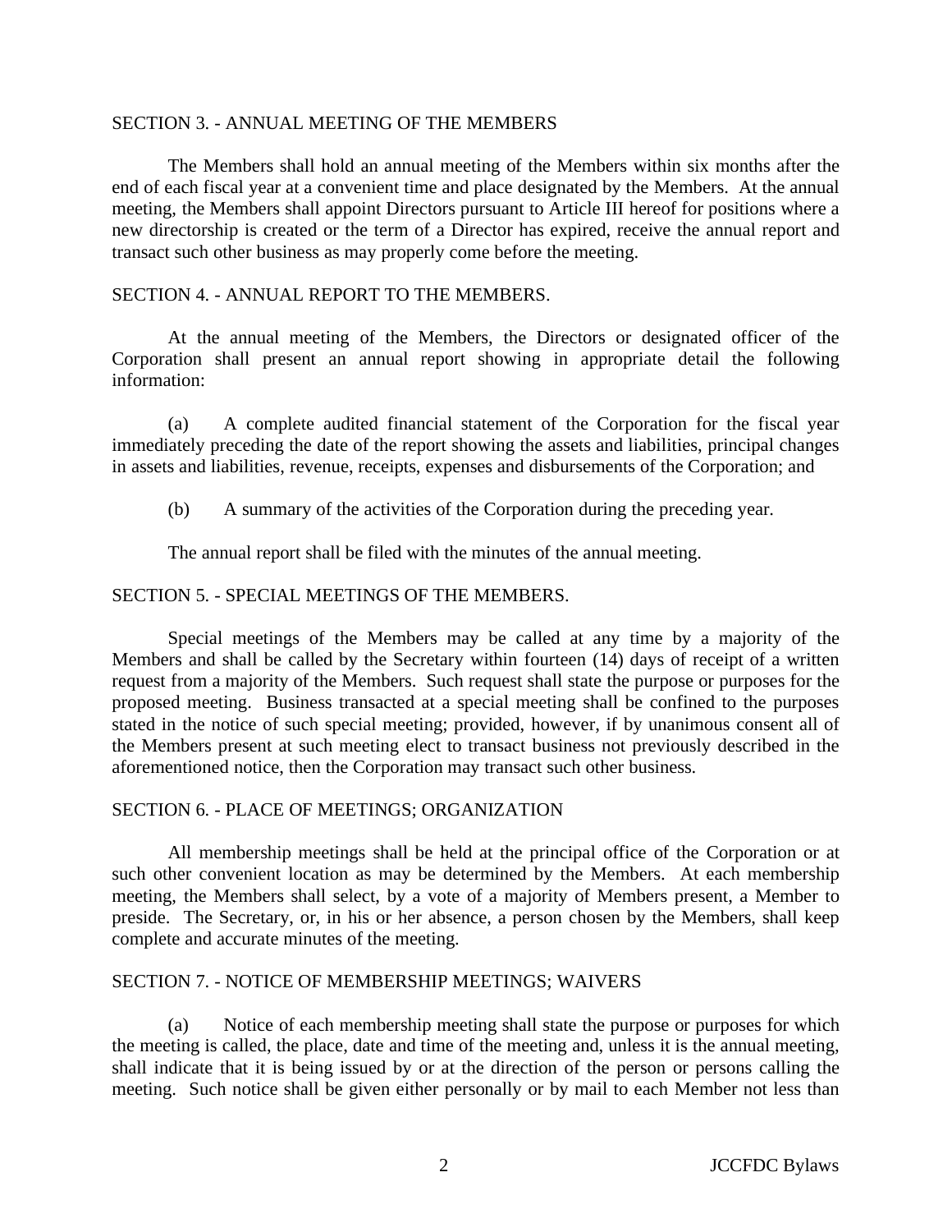## SECTION 3. - ANNUAL MEETING OF THE MEMBERS

The Members shall hold an annual meeting of the Members within six months after the end of each fiscal year at a convenient time and place designated by the Members. At the annual meeting, the Members shall appoint Directors pursuant to Article III hereof for positions where a new directorship is created or the term of a Director has expired, receive the annual report and transact such other business as may properly come before the meeting.

## SECTION 4. - ANNUAL REPORT TO THE MEMBERS.

At the annual meeting of the Members, the Directors or designated officer of the Corporation shall present an annual report showing in appropriate detail the following information:

(a) A complete audited financial statement of the Corporation for the fiscal year immediately preceding the date of the report showing the assets and liabilities, principal changes in assets and liabilities, revenue, receipts, expenses and disbursements of the Corporation; and

(b) A summary of the activities of the Corporation during the preceding year.

The annual report shall be filed with the minutes of the annual meeting.

## SECTION 5. - SPECIAL MEETINGS OF THE MEMBERS.

Special meetings of the Members may be called at any time by a majority of the Members and shall be called by the Secretary within fourteen (14) days of receipt of a written request from a majority of the Members. Such request shall state the purpose or purposes for the proposed meeting. Business transacted at a special meeting shall be confined to the purposes stated in the notice of such special meeting; provided, however, if by unanimous consent all of the Members present at such meeting elect to transact business not previously described in the aforementioned notice, then the Corporation may transact such other business.

## SECTION 6. - PLACE OF MEETINGS; ORGANIZATION

All membership meetings shall be held at the principal office of the Corporation or at such other convenient location as may be determined by the Members. At each membership meeting, the Members shall select, by a vote of a majority of Members present, a Member to preside. The Secretary, or, in his or her absence, a person chosen by the Members, shall keep complete and accurate minutes of the meeting.

## SECTION 7. - NOTICE OF MEMBERSHIP MEETINGS; WAIVERS

(a) Notice of each membership meeting shall state the purpose or purposes for which the meeting is called, the place, date and time of the meeting and, unless it is the annual meeting, shall indicate that it is being issued by or at the direction of the person or persons calling the meeting. Such notice shall be given either personally or by mail to each Member not less than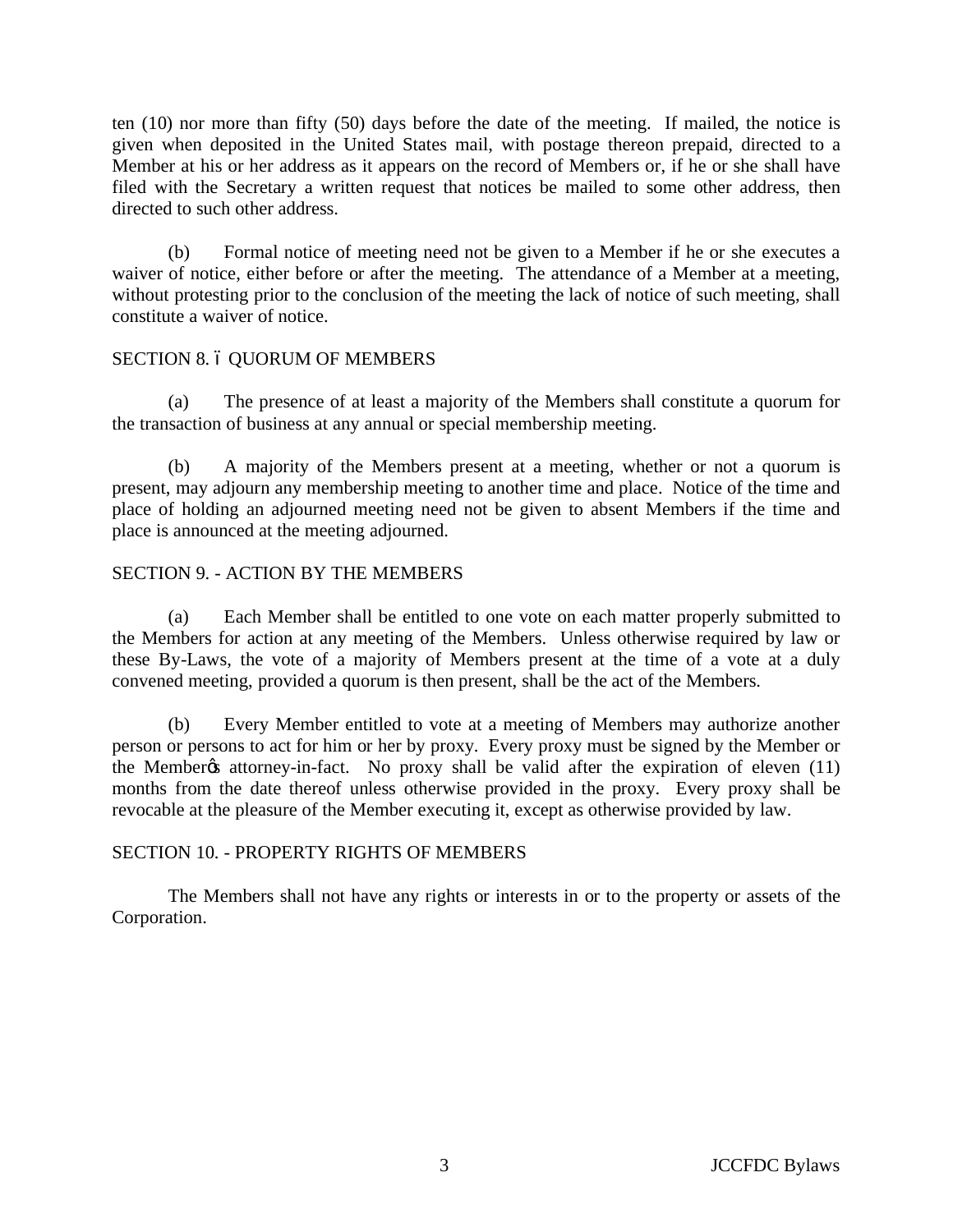ten (10) nor more than fifty (50) days before the date of the meeting. If mailed, the notice is given when deposited in the United States mail, with postage thereon prepaid, directed to a Member at his or her address as it appears on the record of Members or, if he or she shall have filed with the Secretary a written request that notices be mailed to some other address, then directed to such other address.

(b) Formal notice of meeting need not be given to a Member if he or she executes a waiver of notice, either before or after the meeting. The attendance of a Member at a meeting, without protesting prior to the conclusion of the meeting the lack of notice of such meeting, shall constitute a waiver of notice.

## SECTION 8. – QUORUM OF MEMBERS

(a) The presence of at least a majority of the Members shall constitute a quorum for the transaction of business at any annual or special membership meeting.

(b) A majority of the Members present at a meeting, whether or not a quorum is present, may adjourn any membership meeting to another time and place. Notice of the time and place of holding an adjourned meeting need not be given to absent Members if the time and place is announced at the meeting adjourned.

## SECTION 9. - ACTION BY THE MEMBERS

(a) Each Member shall be entitled to one vote on each matter properly submitted to the Members for action at any meeting of the Members. Unless otherwise required by law or these By-Laws, the vote of a majority of Members present at the time of a vote at a duly convened meeting, provided a quorum is then present, shall be the act of the Members.

(b) Every Member entitled to vote at a meeting of Members may authorize another person or persons to act for him or her by proxy. Every proxy must be signed by the Member or the Member's attorney-in-fact. No proxy shall be valid after the expiration of eleven (11) months from the date thereof unless otherwise provided in the proxy. Every proxy shall be revocable at the pleasure of the Member executing it, except as otherwise provided by law.

## SECTION 10. - PROPERTY RIGHTS OF MEMBERS

The Members shall not have any rights or interests in or to the property or assets of the Corporation.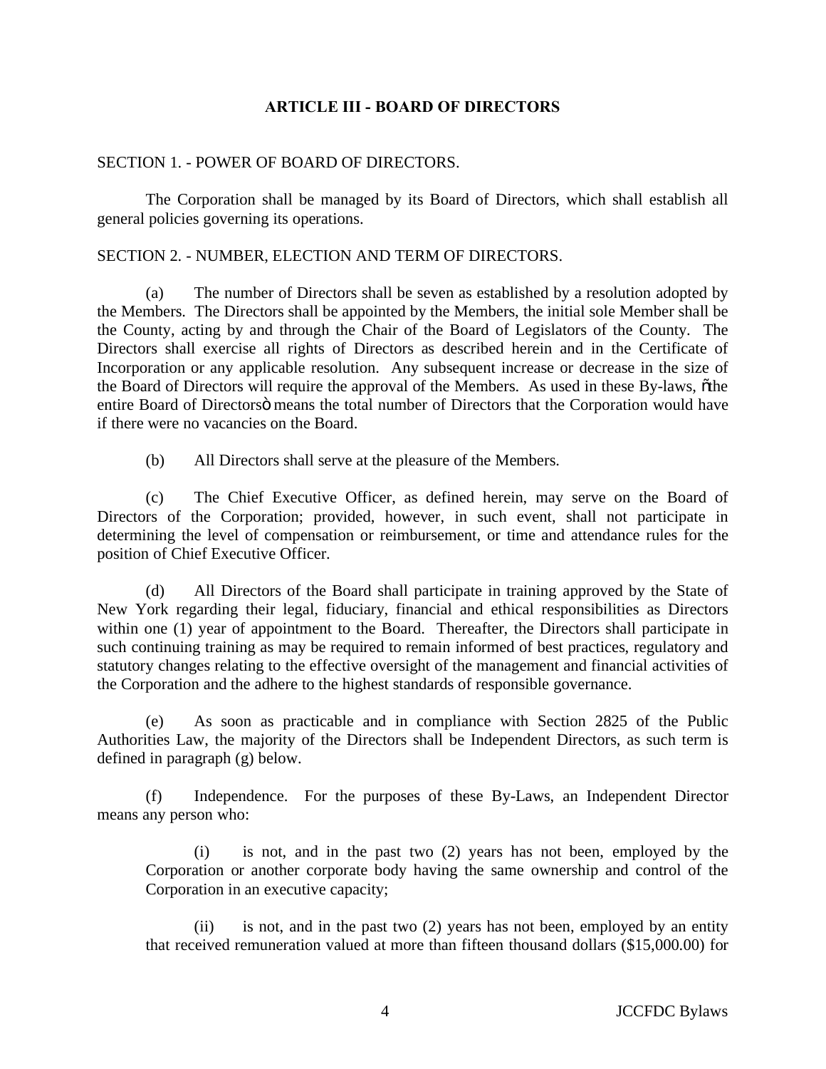## ARTICLE III - BOARD OF DIRECTORS

SECTION 1. - POWER OF BOARD OF DIRECTORS.

The Corporation shall be managed by its Board of Directors, which shall establish all general policies governing its operations.

SECTION 2. - NUMBER, ELECTION AND TERM OF DIRECTORS.

(a) The number of Directors shall be seven as established by a resolution adopted by the Members. The Directors shall be appointed by the Members, the initial sole Member shall be the County, acting by and through the Chair of the Board of Legislators of the County. The Directors shall exercise all rights of Directors as described herein and in the Certificate of Incorporation or any applicable resolution. Any subsequent increase or decrease in the size of the Board of Directors will require the approval of the Members. As used in these By-laws, "the entire Board of Directors" means the total number of Directors that the Corporation would have if there were no vacancies on the Board.

(b) All Directors shall serve at the pleasure of the Members.

(c) The Chief Executive Officer, as defined herein, may serve on the Board of Directors of the Corporation; provided, however, in such event, shall not participate in determining the level of compensation or reimbursement, or time and attendance rules for the position of Chief Executive Officer.

(d) All Directors of the Board shall participate in training approved by the State of New York regarding their legal, fiduciary, financial and ethical responsibilities as Directors within one (1) year of appointment to the Board. Thereafter, the Directors shall participate in such continuing training as may be required to remain informed of best practices, regulatory and statutory changes relating to the effective oversight of the management and financial activities of the Corporation and the adhere to the highest standards of responsible governance.

(e) As soon as practicable and in compliance with Section 2825 of the Public Authorities Law, the majority of the Directors shall be Independent Directors, as such term is defined in paragraph (g) below.

(f) Independence. For the purposes of these By-Laws, an Independent Director means any person who:

(i) is not, and in the past two (2) years has not been, employed by the Corporation or another corporate body having the same ownership and control of the Corporation in an executive capacity;

(ii) is not, and in the past two (2) years has not been, employed by an entity that received remuneration valued at more than fifteen thousand dollars ($15,000.00) for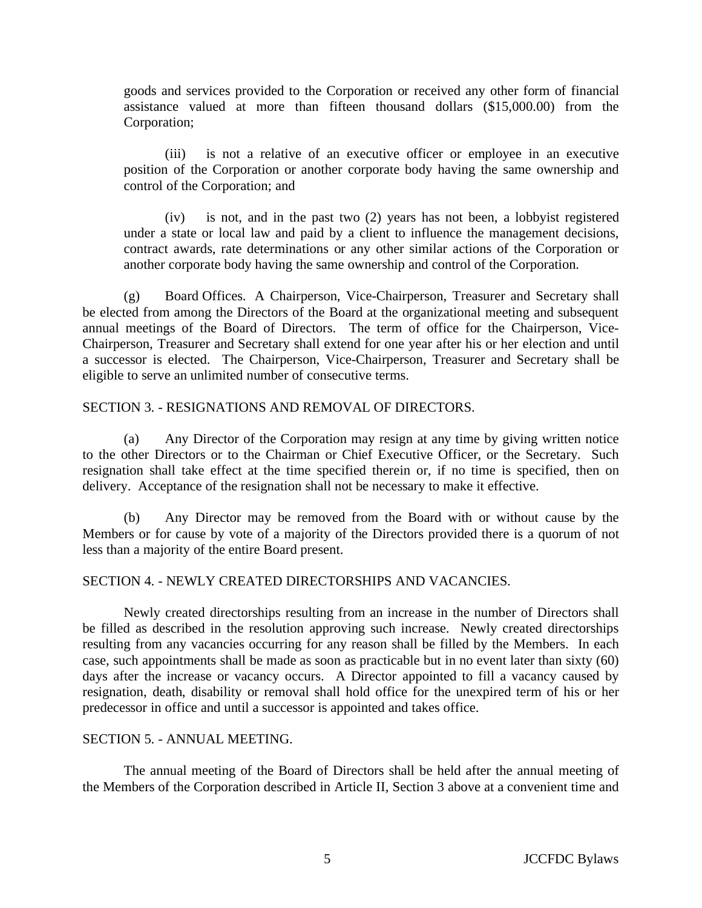goods and services provided to the Corporation or received any other form of financial assistance valued at more than fifteen thousand dollars ($15,000.00) from the Corporation;

(iii) is not a relative of an executive officer or employee in an executive position of the Corporation or another corporate body having the same ownership and control of the Corporation; and

(iv) is not, and in the past two (2) years has not been, a lobbyist registered under a state or local law and paid by a client to influence the management decisions, contract awards, rate determinations or any other similar actions of the Corporation or another corporate body having the same ownership and control of the Corporation.

(g) Board Offices. A Chairperson, Vice-Chairperson, Treasurer and Secretary shall be elected from among the Directors of the Board at the organizational meeting and subsequent annual meetings of the Board of Directors. The term of office for the Chairperson, Vice-Chairperson, Treasurer and Secretary shall extend for one year after his or her election and until a successor is elected. The Chairperson, Vice-Chairperson, Treasurer and Secretary shall be eligible to serve an unlimited number of consecutive terms.

SECTION 3. - RESIGNATIONS AND REMOVAL OF DIRECTORS.

(a) Any Director of the Corporation may resign at any time by giving written notice to the other Directors or to the Chairman or Chief Executive Officer, or the Secretary. Such resignation shall take effect at the time specified therein or, if no time is specified, then on delivery. Acceptance of the resignation shall not be necessary to make it effective.

(b) Any Director may be removed from the Board with or without cause by the Members or for cause by vote of a majority of the Directors provided there is a quorum of not less than a majority of the entire Board present.

SECTION 4. - NEWLY CREATED DIRECTORSHIPS AND VACANCIES.

Newly created directorships resulting from an increase in the number of Directors shall be filled as described in the resolution approving such increase. Newly created directorships resulting from any vacancies occurring for any reason shall be filled by the Members. In each case, such appointments shall be made as soon as practicable but in no event later than sixty (60) days after the increase or vacancy occurs. A Director appointed to fill a vacancy caused by resignation, death, disability or removal shall hold office for the unexpired term of his or her predecessor in office and until a successor is appointed and takes office.

SECTION 5. - ANNUAL MEETING.

The annual meeting of the Board of Directors shall be held after the annual meeting of the Members of the Corporation described in Article II, Section 3 above at a convenient time and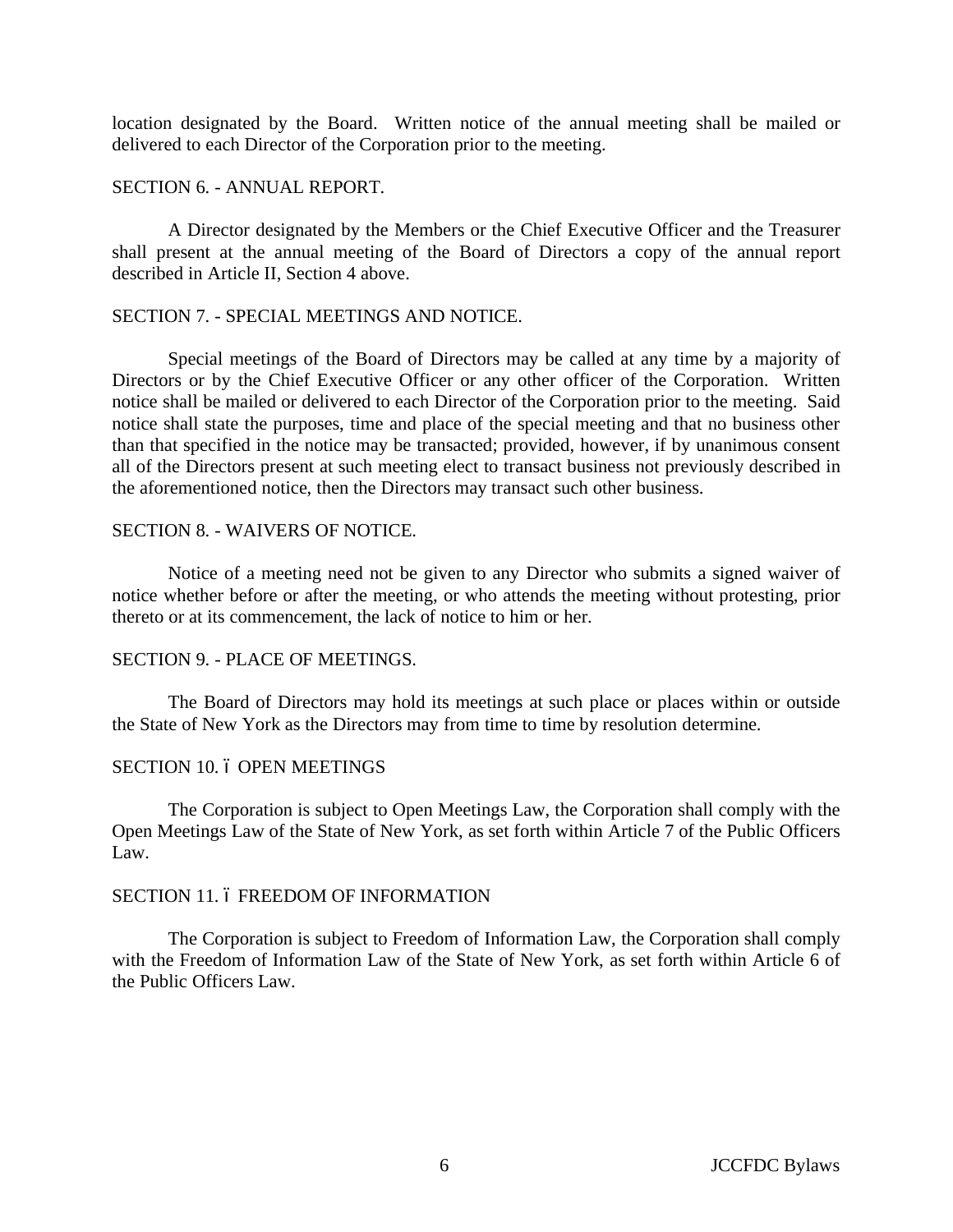location designated by the Board. Written notice of the annual meeting shall be mailed or delivered to each Director of the Corporation prior to the meeting.

SECTION 6. - ANNUAL REPORT.

A Director designated by the Members or the Chief Executive Officer and the Treasurer shall present at the annual meeting of the Board of Directors a copy of the annual report described in Article II, Section 4 above.

SECTION 7. - SPECIAL MEETINGS AND NOTICE.

Special meetings of the Board of Directors may be called at any time by a majority of Directors or by the Chief Executive Officer or any other officer of the Corporation. Written notice shall be mailed or delivered to each Director of the Corporation prior to the meeting. Said notice shall state the purposes, time and place of the special meeting and that no business other than that specified in the notice may be transacted; provided, however, if by unanimous consent all of the Directors present at such meeting elect to transact business not previously described in the aforementioned notice, then the Directors may transact such other business.

SECTION 8. - WAIVERS OF NOTICE.

Notice of a meeting need not be given to any Director who submits a signed waiver of notice whether before or after the meeting, or who attends the meeting without protesting, prior thereto or at its commencement, the lack of notice to him or her.

SECTION 9. - PLACE OF MEETINGS.

The Board of Directors may hold its meetings at such place or places within or outside the State of New York as the Directors may from time to time by resolution determine.

SECTION 10. – OPEN MEETINGS

The Corporation is subject to Open Meetings Law, the Corporation shall comply with the Open Meetings Law of the State of New York, as set forth within Article 7 of the Public Officers Law.

SECTION 11. – FREEDOM OF INFORMATION

The Corporation is subject to Freedom of Information Law, the Corporation shall comply with the Freedom of Information Law of the State of New York, as set forth within Article 6 of the Public Officers Law.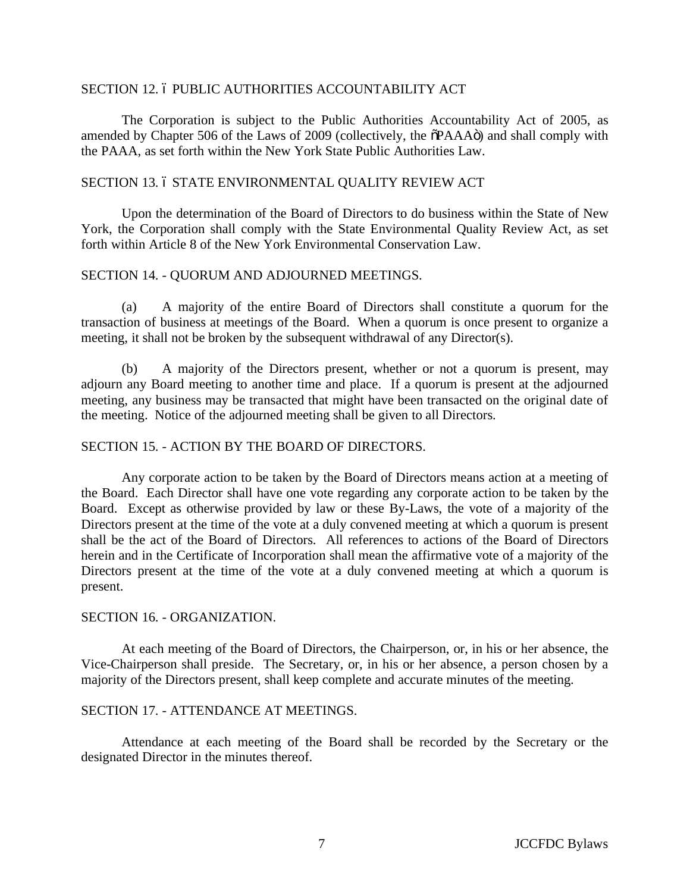SECTION 12. – PUBLIC AUTHORITIES ACCOUNTABILITY ACT

The Corporation is subject to the Public Authorities Accountability Act of 2005, as amended by Chapter 506 of the Laws of 2009 (collectively, the "PAAA") and shall comply with the PAAA, as set forth within the New York State Public Authorities Law.

SECTION 13. – STATE ENVIRONMENTAL QUALITY REVIEW ACT

Upon the determination of the Board of Directors to do business within the State of New York, the Corporation shall comply with the State Environmental Quality Review Act, as set forth within Article 8 of the New York Environmental Conservation Law.

SECTION 14. - QUORUM AND ADJOURNED MEETINGS.

(a) A majority of the entire Board of Directors shall constitute a quorum for the transaction of business at meetings of the Board. When a quorum is once present to organize a meeting, it shall not be broken by the subsequent withdrawal of any Director(s).

(b) A majority of the Directors present, whether or not a quorum is present, may adjourn any Board meeting to another time and place. If a quorum is present at the adjourned meeting, any business may be transacted that might have been transacted on the original date of the meeting. Notice of the adjourned meeting shall be given to all Directors.

SECTION 15. - ACTION BY THE BOARD OF DIRECTORS.

Any corporate action to be taken by the Board of Directors means action at a meeting of the Board. Each Director shall have one vote regarding any corporate action to be taken by the Board. Except as otherwise provided by law or these By-Laws, the vote of a majority of the Directors present at the time of the vote at a duly convened meeting at which a quorum is present shall be the act of the Board of Directors. All references to actions of the Board of Directors herein and in the Certificate of Incorporation shall mean the affirmative vote of a majority of the Directors present at the time of the vote at a duly convened meeting at which a quorum is present.

SECTION 16. - ORGANIZATION.

At each meeting of the Board of Directors, the Chairperson, or, in his or her absence, the Vice-Chairperson shall preside. The Secretary, or, in his or her absence, a person chosen by a majority of the Directors present, shall keep complete and accurate minutes of the meeting.

SECTION 17. - ATTENDANCE AT MEETINGS.

Attendance at each meeting of the Board shall be recorded by the Secretary or the designated Director in the minutes thereof.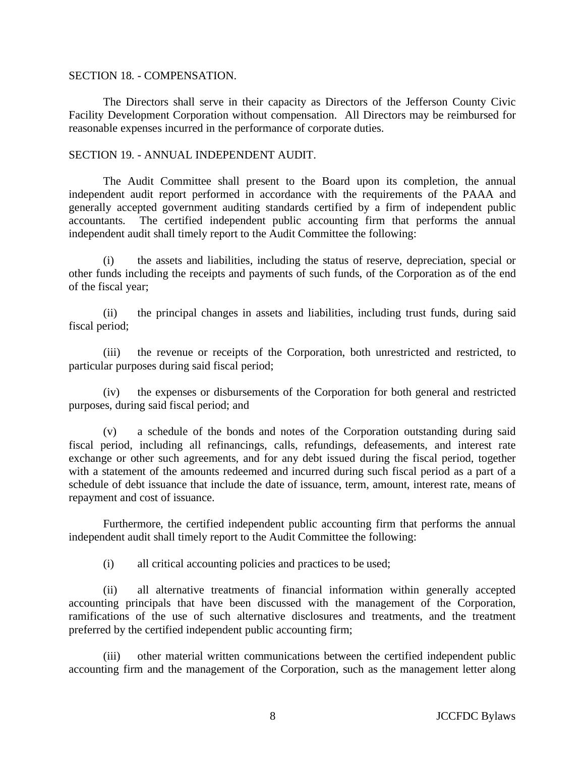SECTION 18. - COMPENSATION.

The Directors shall serve in their capacity as Directors of the Jefferson County Civic Facility Development Corporation without compensation. All Directors may be reimbursed for reasonable expenses incurred in the performance of corporate duties.

SECTION 19. - ANNUAL INDEPENDENT AUDIT.

The Audit Committee shall present to the Board upon its completion, the annual independent audit report performed in accordance with the requirements of the PAAA and generally accepted government auditing standards certified by a firm of independent public accountants. The certified independent public accounting firm that performs the annual independent audit shall timely report to the Audit Committee the following:

(i) the assets and liabilities, including the status of reserve, depreciation, special or other funds including the receipts and payments of such funds, of the Corporation as of the end of the fiscal year;

(ii) the principal changes in assets and liabilities, including trust funds, during said fiscal period;

(iii) the revenue or receipts of the Corporation, both unrestricted and restricted, to particular purposes during said fiscal period;

(iv) the expenses or disbursements of the Corporation for both general and restricted purposes, during said fiscal period; and

(v) a schedule of the bonds and notes of the Corporation outstanding during said fiscal period, including all refinancings, calls, refundings, defeasements, and interest rate exchange or other such agreements, and for any debt issued during the fiscal period, together with a statement of the amounts redeemed and incurred during such fiscal period as a part of a schedule of debt issuance that include the date of issuance, term, amount, interest rate, means of repayment and cost of issuance.

Furthermore, the certified independent public accounting firm that performs the annual independent audit shall timely report to the Audit Committee the following:

(i) all critical accounting policies and practices to be used;

(ii) all alternative treatments of financial information within generally accepted accounting principals that have been discussed with the management of the Corporation, ramifications of the use of such alternative disclosures and treatments, and the treatment preferred by the certified independent public accounting firm;

(iii) other material written communications between the certified independent public accounting firm and the management of the Corporation, such as the management letter along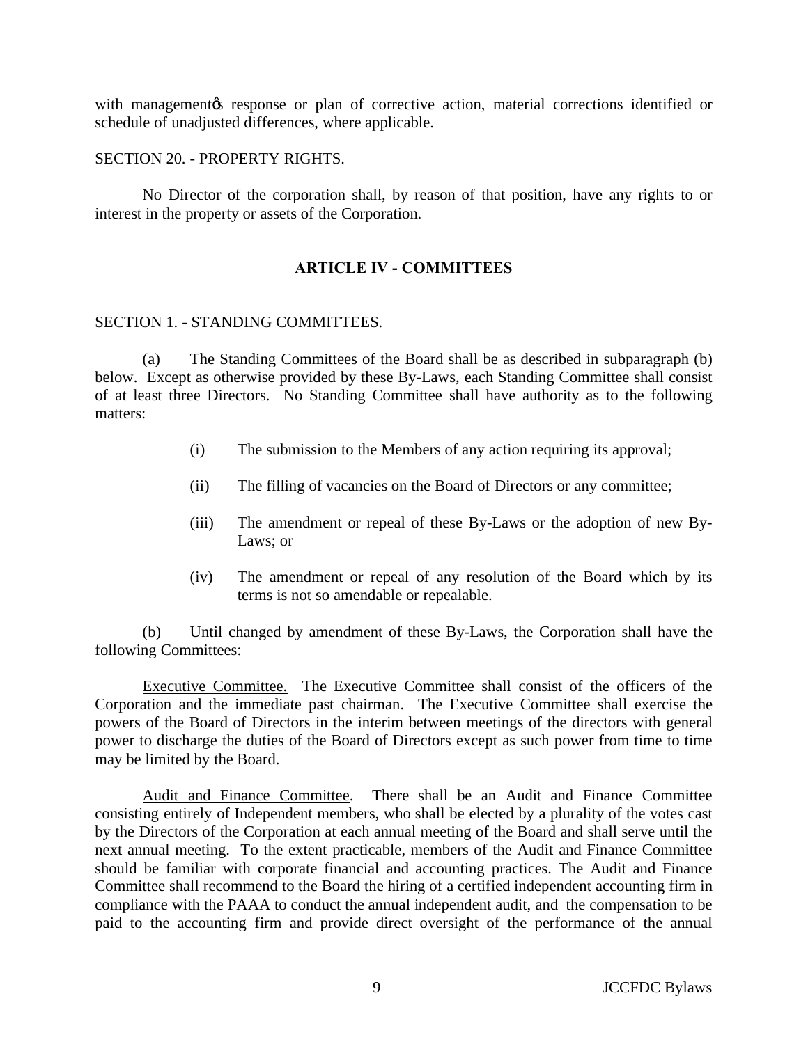with managementøs response or plan of corrective action, material corrections identified or schedule of unadjusted differences, where applicable.

SECTION 20. - PROPERTY RIGHTS.

No Director of the corporation shall, by reason of that position, have any rights to or interest in the property or assets of the Corporation.

## ARTICLE IV - COMMITTEES

SECTION 1. - STANDING COMMITTEES.

(a) The Standing Committees of the Board shall be as described in subparagraph (b) below. Except as otherwise provided by these By-Laws, each Standing Committee shall consist of at least three Directors. No Standing Committee shall have authority as to the following matters:

(i) The submission to the Members of any action requiring its approval;

(ii) The filling of vacancies on the Board of Directors or any committee;

(iii) The amendment or repeal of these By-Laws or the adoption of new By-Laws; or

(iv) The amendment or repeal of any resolution of the Board which by its terms is not so amendable or repealable.

(b) Until changed by amendment of these By-Laws, the Corporation shall have the following Committees:

Executive Committee. The Executive Committee shall consist of the officers of the Corporation and the immediate past chairman. The Executive Committee shall exercise the powers of the Board of Directors in the interim between meetings of the directors with general power to discharge the duties of the Board of Directors except as such power from time to time may be limited by the Board.

Audit and Finance Committee. There shall be an Audit and Finance Committee consisting entirely of Independent members, who shall be elected by a plurality of the votes cast by the Directors of the Corporation at each annual meeting of the Board and shall serve until the next annual meeting. To the extent practicable, members of the Audit and Finance Committee should be familiar with corporate financial and accounting practices. The Audit and Finance Committee shall recommend to the Board the hiring of a certified independent accounting firm in compliance with the PAAA to conduct the annual independent audit, and the compensation to be paid to the accounting firm and provide direct oversight of the performance of the annual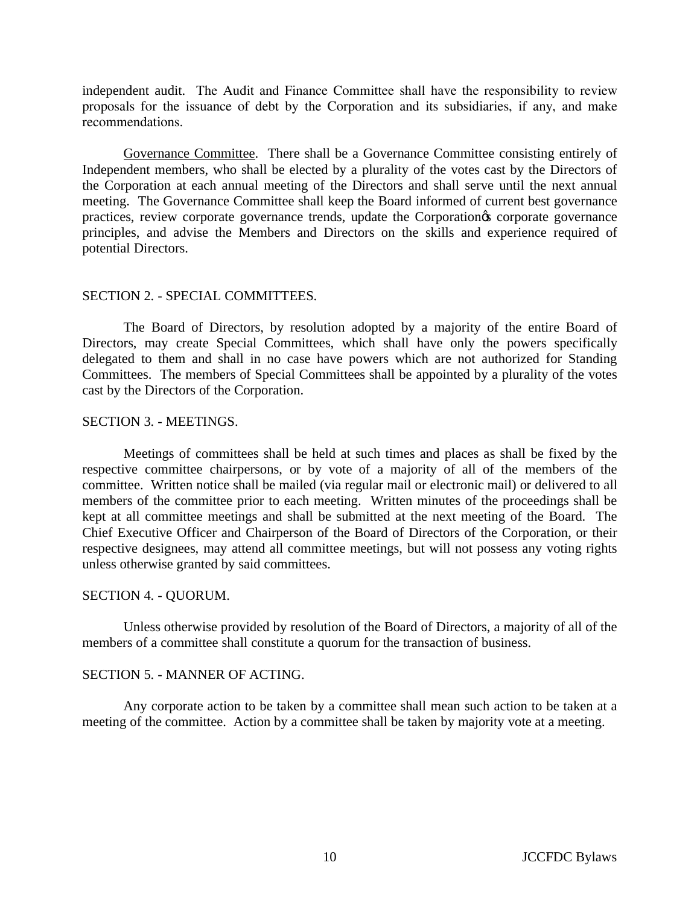independent audit. The Audit and Finance Committee shall have the responsibility to review proposals for the issuance of debt by the Corporation and its subsidiaries, if any, and make recommendations.

Governance Committee. There shall be a Governance Committee consisting entirely of Independent members, who shall be elected by a plurality of the votes cast by the Directors of the Corporation at each annual meeting of the Directors and shall serve until the next annual meeting. The Governance Committee shall keep the Board informed of current best governance practices, review corporate governance trends, update the Corporation's corporate governance principles, and advise the Members and Directors on the skills and experience required of potential Directors.

SECTION 2. - SPECIAL COMMITTEES.

The Board of Directors, by resolution adopted by a majority of the entire Board of Directors, may create Special Committees, which shall have only the powers specifically delegated to them and shall in no case have powers which are not authorized for Standing Committees. The members of Special Committees shall be appointed by a plurality of the votes cast by the Directors of the Corporation.

SECTION 3. - MEETINGS.

Meetings of committees shall be held at such times and places as shall be fixed by the respective committee chairpersons, or by vote of a majority of all of the members of the committee. Written notice shall be mailed (via regular mail or electronic mail) or delivered to all members of the committee prior to each meeting. Written minutes of the proceedings shall be kept at all committee meetings and shall be submitted at the next meeting of the Board. The Chief Executive Officer and Chairperson of the Board of Directors of the Corporation, or their respective designees, may attend all committee meetings, but will not possess any voting rights unless otherwise granted by said committees.

SECTION 4. - QUORUM.

Unless otherwise provided by resolution of the Board of Directors, a majority of all of the members of a committee shall constitute a quorum for the transaction of business.

SECTION 5. - MANNER OF ACTING.

Any corporate action to be taken by a committee shall mean such action to be taken at a meeting of the committee. Action by a committee shall be taken by majority vote at a meeting.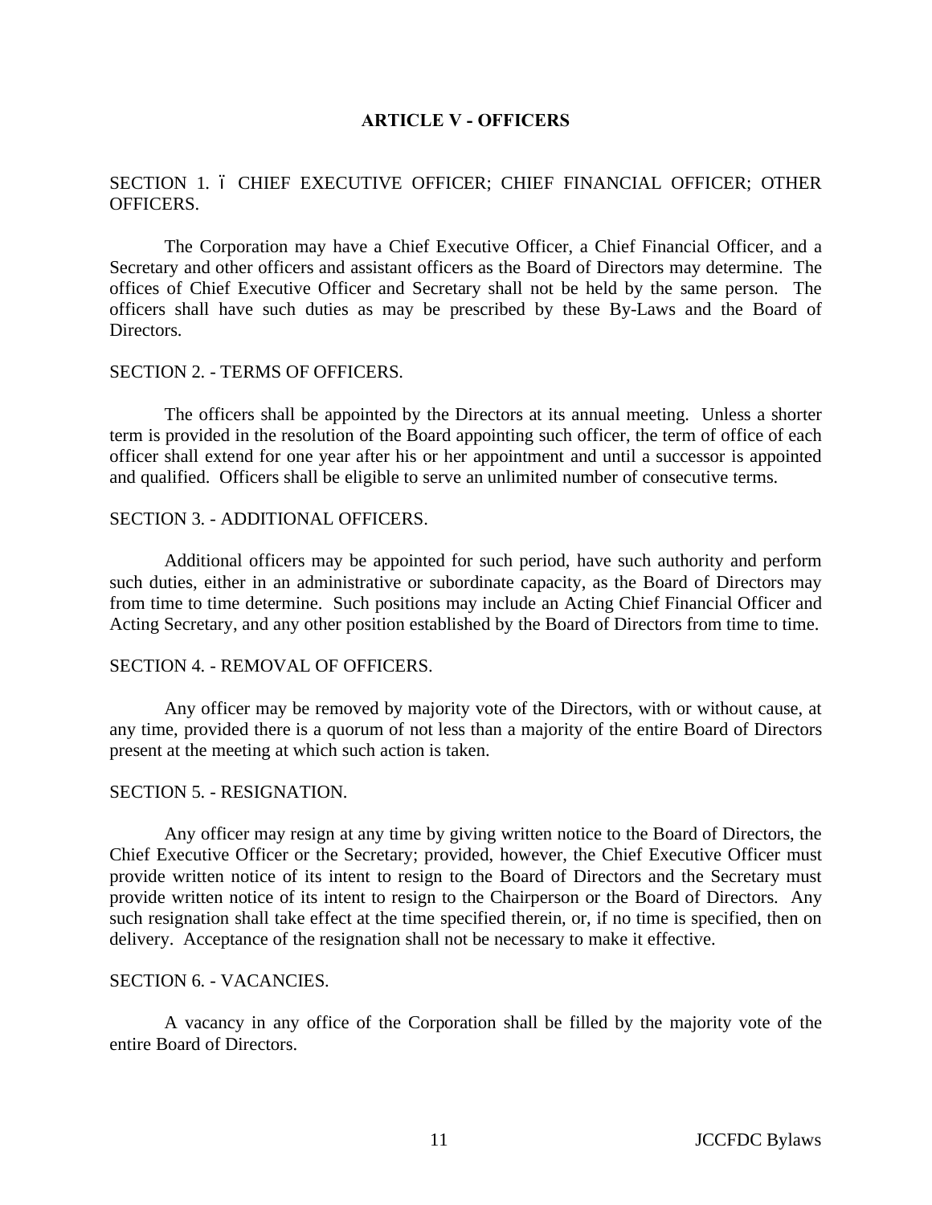## ARTICLE V - OFFICERS

SECTION 1. ó CHIEF EXECUTIVE OFFICER; CHIEF FINANCIAL OFFICER; OTHER OFFICERS.

The Corporation may have a Chief Executive Officer, a Chief Financial Officer, and a Secretary and other officers and assistant officers as the Board of Directors may determine. The offices of Chief Executive Officer and Secretary shall not be held by the same person. The officers shall have such duties as may be prescribed by these By-Laws and the Board of Directors.

SECTION 2. - TERMS OF OFFICERS.

The officers shall be appointed by the Directors at its annual meeting. Unless a shorter term is provided in the resolution of the Board appointing such officer, the term of office of each officer shall extend for one year after his or her appointment and until a successor is appointed and qualified. Officers shall be eligible to serve an unlimited number of consecutive terms.

SECTION 3. - ADDITIONAL OFFICERS.

Additional officers may be appointed for such period, have such authority and perform such duties, either in an administrative or subordinate capacity, as the Board of Directors may from time to time determine. Such positions may include an Acting Chief Financial Officer and Acting Secretary, and any other position established by the Board of Directors from time to time.

SECTION 4. - REMOVAL OF OFFICERS.

Any officer may be removed by majority vote of the Directors, with or without cause, at any time, provided there is a quorum of not less than a majority of the entire Board of Directors present at the meeting at which such action is taken.

SECTION 5. - RESIGNATION.

Any officer may resign at any time by giving written notice to the Board of Directors, the Chief Executive Officer or the Secretary; provided, however, the Chief Executive Officer must provide written notice of its intent to resign to the Board of Directors and the Secretary must provide written notice of its intent to resign to the Chairperson or the Board of Directors. Any such resignation shall take effect at the time specified therein, or, if no time is specified, then on delivery. Acceptance of the resignation shall not be necessary to make it effective.

SECTION 6. - VACANCIES.

A vacancy in any office of the Corporation shall be filled by the majority vote of the entire Board of Directors.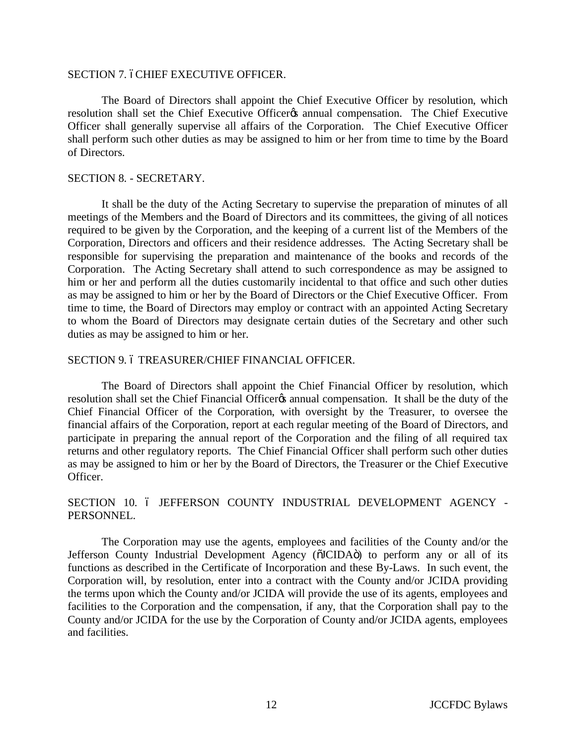SECTION 7. – CHIEF EXECUTIVE OFFICER.

The Board of Directors shall appoint the Chief Executive Officer by resolution, which resolution shall set the Chief Executive Officer's annual compensation. The Chief Executive Officer shall generally supervise all affairs of the Corporation. The Chief Executive Officer shall perform such other duties as may be assigned to him or her from time to time by the Board of Directors.

SECTION 8. - SECRETARY.

It shall be the duty of the Acting Secretary to supervise the preparation of minutes of all meetings of the Members and the Board of Directors and its committees, the giving of all notices required to be given by the Corporation, and the keeping of a current list of the Members of the Corporation, Directors and officers and their residence addresses. The Acting Secretary shall be responsible for supervising the preparation and maintenance of the books and records of the Corporation. The Acting Secretary shall attend to such correspondence as may be assigned to him or her and perform all the duties customarily incidental to that office and such other duties as may be assigned to him or her by the Board of Directors or the Chief Executive Officer. From time to time, the Board of Directors may employ or contract with an appointed Acting Secretary to whom the Board of Directors may designate certain duties of the Secretary and other such duties as may be assigned to him or her.

SECTION 9. – TREASURER/CHIEF FINANCIAL OFFICER.

The Board of Directors shall appoint the Chief Financial Officer by resolution, which resolution shall set the Chief Financial Officer's annual compensation. It shall be the duty of the Chief Financial Officer of the Corporation, with oversight by the Treasurer, to oversee the financial affairs of the Corporation, report at each regular meeting of the Board of Directors, and participate in preparing the annual report of the Corporation and the filing of all required tax returns and other regulatory reports. The Chief Financial Officer shall perform such other duties as may be assigned to him or her by the Board of Directors, the Treasurer or the Chief Executive Officer.

SECTION 10. – JEFFERSON COUNTY INDUSTRIAL DEVELOPMENT AGENCY - PERSONNEL.

The Corporation may use the agents, employees and facilities of the County and/or the Jefferson County Industrial Development Agency ("JCIDA") to perform any or all of its functions as described in the Certificate of Incorporation and these By-Laws. In such event, the Corporation will, by resolution, enter into a contract with the County and/or JCIDA providing the terms upon which the County and/or JCIDA will provide the use of its agents, employees and facilities to the Corporation and the compensation, if any, that the Corporation shall pay to the County and/or JCIDA for the use by the Corporation of County and/or JCIDA agents, employees and facilities.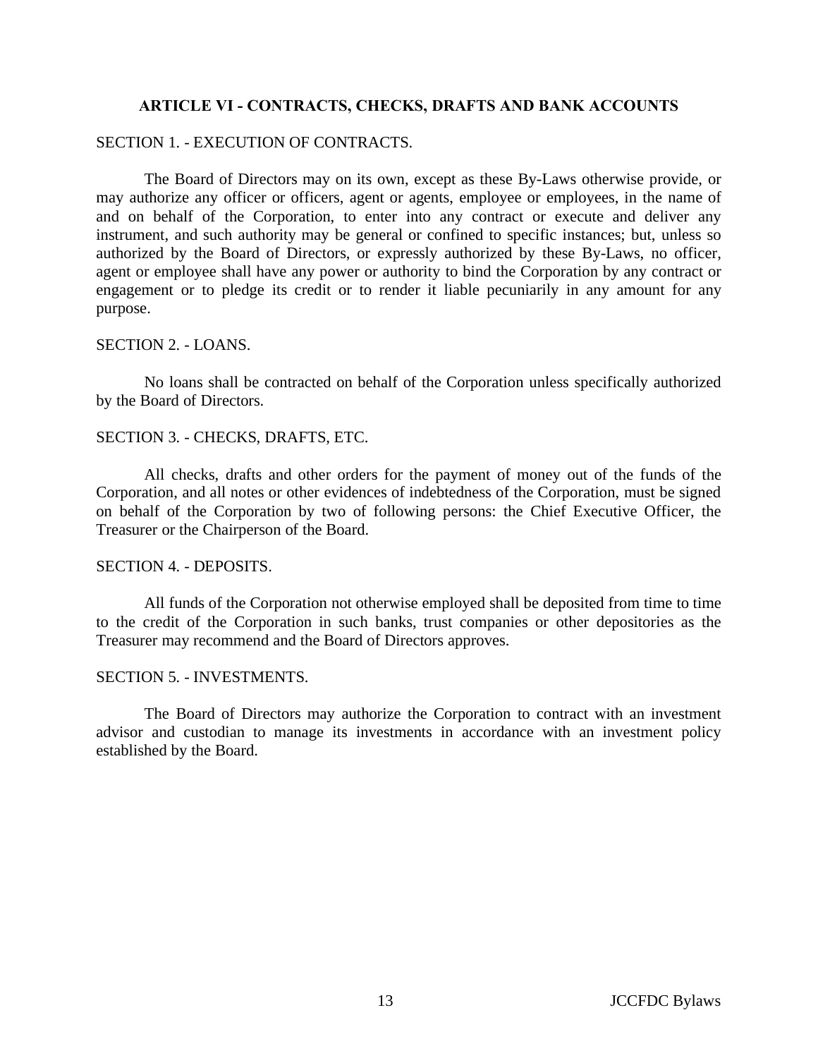## ARTICLE VI - CONTRACTS, CHECKS, DRAFTS AND BANK ACCOUNTS

SECTION 1. - EXECUTION OF CONTRACTS.

The Board of Directors may on its own, except as these By-Laws otherwise provide, or may authorize any officer or officers, agent or agents, employee or employees, in the name of and on behalf of the Corporation, to enter into any contract or execute and deliver any instrument, and such authority may be general or confined to specific instances; but, unless so authorized by the Board of Directors, or expressly authorized by these By-Laws, no officer, agent or employee shall have any power or authority to bind the Corporation by any contract or engagement or to pledge its credit or to render it liable pecuniarily in any amount for any purpose.

SECTION 2. - LOANS.

No loans shall be contracted on behalf of the Corporation unless specifically authorized by the Board of Directors.

SECTION 3. - CHECKS, DRAFTS, ETC.

All checks, drafts and other orders for the payment of money out of the funds of the Corporation, and all notes or other evidences of indebtedness of the Corporation, must be signed on behalf of the Corporation by two of following persons: the Chief Executive Officer, the Treasurer or the Chairperson of the Board.

SECTION 4. - DEPOSITS.

All funds of the Corporation not otherwise employed shall be deposited from time to time to the credit of the Corporation in such banks, trust companies or other depositories as the Treasurer may recommend and the Board of Directors approves.

SECTION 5. - INVESTMENTS.

The Board of Directors may authorize the Corporation to contract with an investment advisor and custodian to manage its investments in accordance with an investment policy established by the Board.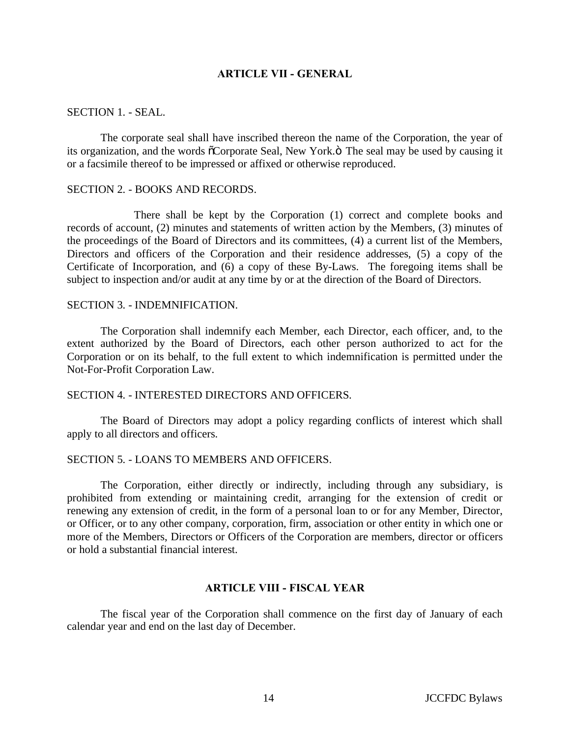## ARTICLE VII - GENERAL

SECTION 1. - SEAL.

The corporate seal shall have inscribed thereon the name of the Corporation, the year of its organization, and the words "Corporate Seal, New York." The seal may be used by causing it or a facsimile thereof to be impressed or affixed or otherwise reproduced.

SECTION 2. - BOOKS AND RECORDS.

There shall be kept by the Corporation (1) correct and complete books and records of account, (2) minutes and statements of written action by the Members, (3) minutes of the proceedings of the Board of Directors and its committees, (4) a current list of the Members, Directors and officers of the Corporation and their residence addresses, (5) a copy of the Certificate of Incorporation, and (6) a copy of these By-Laws. The foregoing items shall be subject to inspection and/or audit at any time by or at the direction of the Board of Directors.

SECTION 3. - INDEMNIFICATION.

The Corporation shall indemnify each Member, each Director, each officer, and, to the extent authorized by the Board of Directors, each other person authorized to act for the Corporation or on its behalf, to the full extent to which indemnification is permitted under the Not-For-Profit Corporation Law.

SECTION 4. - INTERESTED DIRECTORS AND OFFICERS.

The Board of Directors may adopt a policy regarding conflicts of interest which shall apply to all directors and officers.

SECTION 5. - LOANS TO MEMBERS AND OFFICERS.

The Corporation, either directly or indirectly, including through any subsidiary, is prohibited from extending or maintaining credit, arranging for the extension of credit or renewing any extension of credit, in the form of a personal loan to or for any Member, Director, or Officer, or to any other company, corporation, firm, association or other entity in which one or more of the Members, Directors or Officers of the Corporation are members, director or officers or hold a substantial financial interest.

## ARTICLE VIII - FISCAL YEAR

The fiscal year of the Corporation shall commence on the first day of January of each calendar year and end on the last day of December.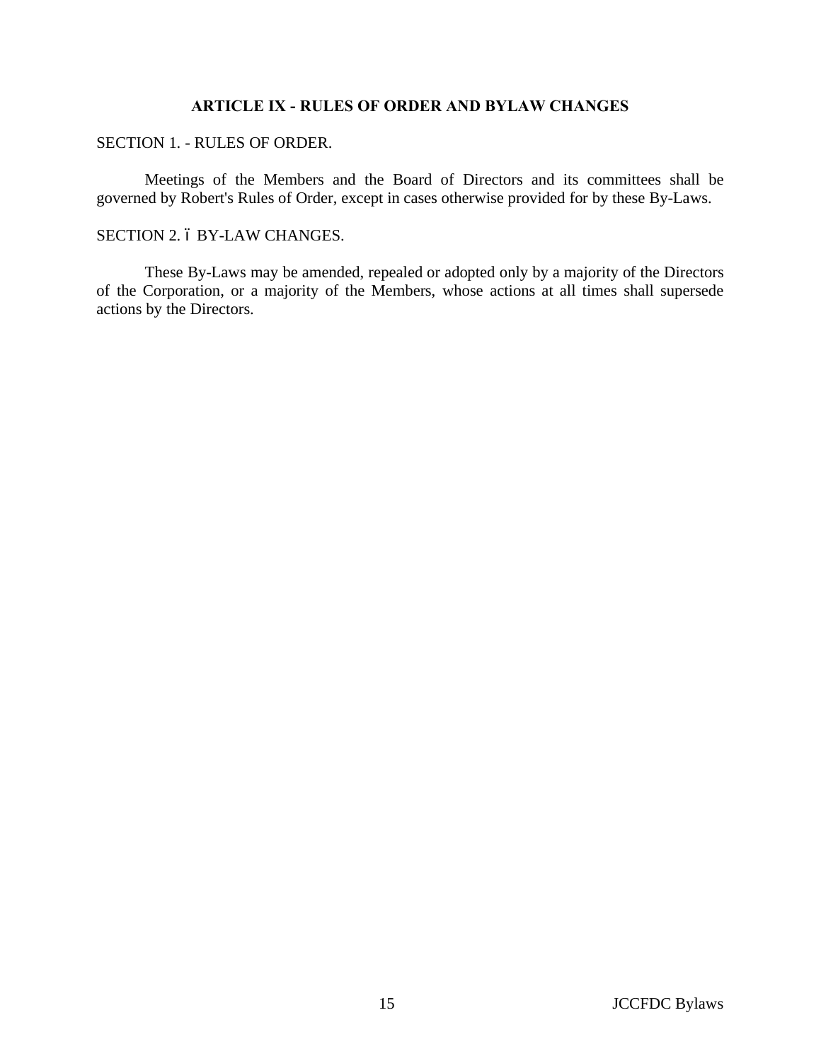## ARTICLE IX - RULES OF ORDER AND BYLAW CHANGES

SECTION 1. - RULES OF ORDER.

Meetings of the Members and the Board of Directors and its committees shall be governed by Robert's Rules of Order, except in cases otherwise provided for by these By-Laws.

SECTION 2. – BY-LAW CHANGES.

These By-Laws may be amended, repealed or adopted only by a majority of the Directors of the Corporation, or a majority of the Members, whose actions at all times shall supersede actions by the Directors.